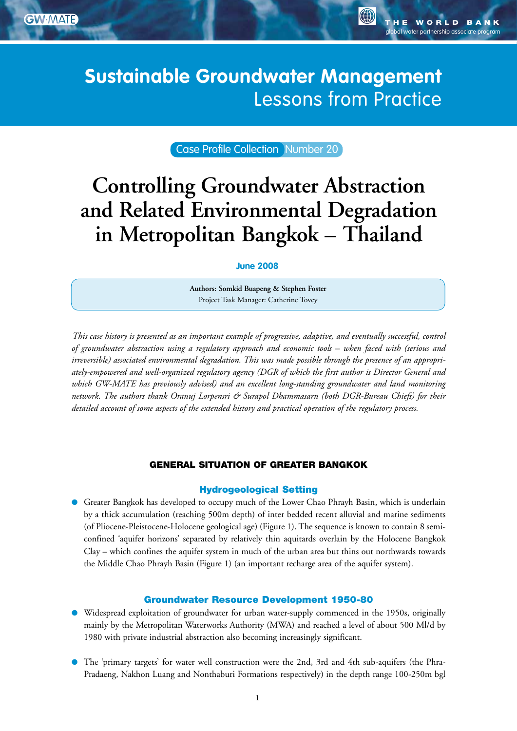# Sustainable Groundwater Management
## Lessons from Practice

Case Profile Collection Number 20

# Controlling Groundwater Abstraction and Related Environmental Degradation in Metropolitan Bangkok – Thailand

**June 2008**

**Authors: Somkid Buapeng & Stephen Foster**
Project Task Manager: Catherine Tovey

*This case history is presented as an important example of progressive, adaptive, and eventually successful, control of groundwater abstraction using a regulatory approach and economic tools – when faced with (serious and irreversible) associated environmental degradation. This was made possible through the presence of an appropriately-empowered and well-organized regulatory agency (DGR of which the first author is Director General and which GW-MATE has previously advised) and an excellent long-standing groundwater and land monitoring network. The authors thank Oranuj Lorpensri & Surapol Dhammasarn (both DGR-Bureau Chiefs) for their detailed account of some aspects of the extended history and practical operation of the regulatory process.*

## GENERAL SITUATION OF GREATER BANGKOK

### Hydrogeological Setting

- Greater Bangkok has developed to occupy much of the Lower Chao Phrayh Basin, which is underlain by a thick accumulation (reaching 500m depth) of inter bedded recent alluvial and marine sediments (of Pliocene-Pleistocene-Holocene geological age) (Figure 1). The sequence is known to contain 8 semi-confined 'aquifer horizons' separated by relatively thin aquitards overlain by the Holocene Bangkok Clay – which confines the aquifer system in much of the urban area but thins out northwards towards the Middle Chao Phrayh Basin (Figure 1) (an important recharge area of the aquifer system).

### Groundwater Resource Development 1950-80

- Widespread exploitation of groundwater for urban water-supply commenced in the 1950s, originally mainly by the Metropolitan Waterworks Authority (MWA) and reached a level of about 500 Ml/d by 1980 with private industrial abstraction also becoming increasingly significant.

- The 'primary targets' for water well construction were the 2nd, 3rd and 4th sub-aquifers (the Phra-Pradaeng, Nakhon Luang and Nonthaburi Formations respectively) in the depth range 100-250m bgl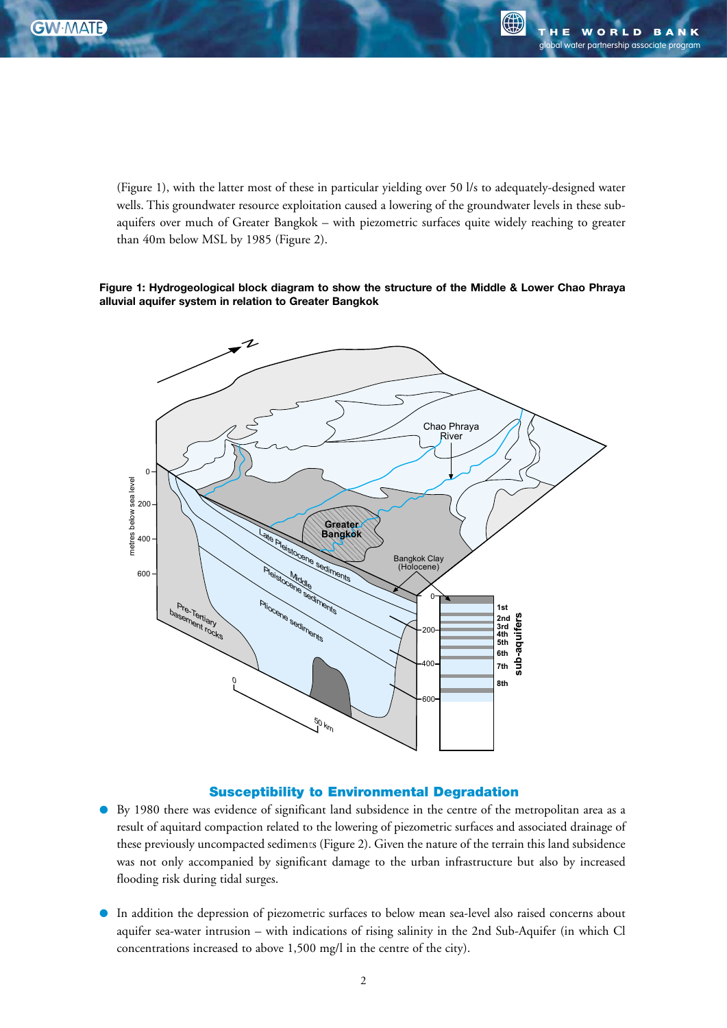(Figure 1), with the latter most of these in particular yielding over 50 l/s to adequately-designed water wells. This groundwater resource exploitation caused a lowering of the groundwater levels in these sub-aquifers over much of Greater Bangkok – with piezometric surfaces quite widely reaching to greater than 40m below MSL by 1985 (Figure 2).

**Figure 1: Hydrogeological block diagram to show the structure of the Middle & Lower Chao Phraya alluvial aquifer system in relation to Greater Bangkok**

## Susceptibility to Environmental Degradation

- By 1980 there was evidence of significant land subsidence in the centre of the metropolitan area as a result of aquitard compaction related to the lowering of piezometric surfaces and associated drainage of these previously uncompacted sediments (Figure 2). Given the nature of the terrain this land subsidence was not only accompanied by significant damage to the urban infrastructure but also by increased flooding risk during tidal surges.

- In addition the depression of piezometric surfaces to below mean sea-level also raised concerns about aquifer sea-water intrusion – with indications of rising salinity in the 2nd Sub-Aquifer (in which Cl concentrations increased to above 1,500 mg/l in the centre of the city).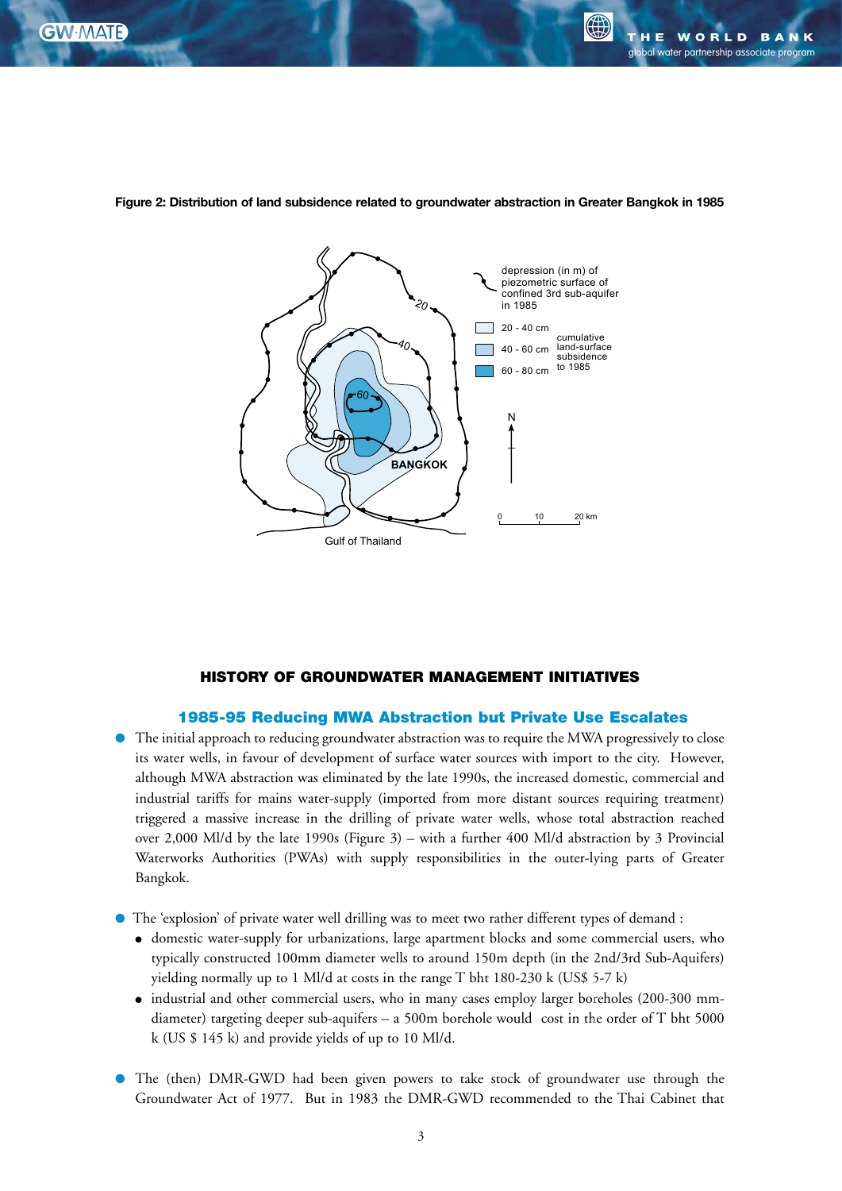**Figure 2: Distribution of land subsidence related to groundwater abstraction in Greater Bangkok in 1985**

## HISTORY OF GROUNDWATER MANAGEMENT INITIATIVES

### 1985-95 Reducing MWA Abstraction but Private Use Escalates

- The initial approach to reducing groundwater abstraction was to require the MWA progressively to close its water wells, in favour of development of surface water sources with import to the city. However, although MWA abstraction was eliminated by the late 1990s, the increased domestic, commercial and industrial tariffs for mains water-supply (imported from more distant sources requiring treatment) triggered a massive increase in the drilling of private water wells, whose total abstraction reached over 2,000 Ml/d by the late 1990s (Figure 3) – with a further 400 Ml/d abstraction by 3 Provincial Waterworks Authorities (PWAs) with supply responsibilities in the outer-lying parts of Greater Bangkok.

- The 'explosion' of private water well drilling was to meet two rather different types of demand :
  - domestic water-supply for urbanizations, large apartment blocks and some commercial users, who typically constructed 100mm diameter wells to around 150m depth (in the 2nd/3rd Sub-Aquifers) yielding normally up to 1 Ml/d at costs in the range T bht 180-230 k (US$ 5-7 k)
  - industrial and other commercial users, who in many cases employ larger boreholes (200-300 mm-diameter) targeting deeper sub-aquifers – a 500m borehole would cost in the order of T bht 5000 k (US $ 145 k) and provide yields of up to 10 Ml/d.

- The (then) DMR-GWD had been given powers to take stock of groundwater use through the Groundwater Act of 1977. But in 1983 the DMR-GWD recommended to the Thai Cabinet that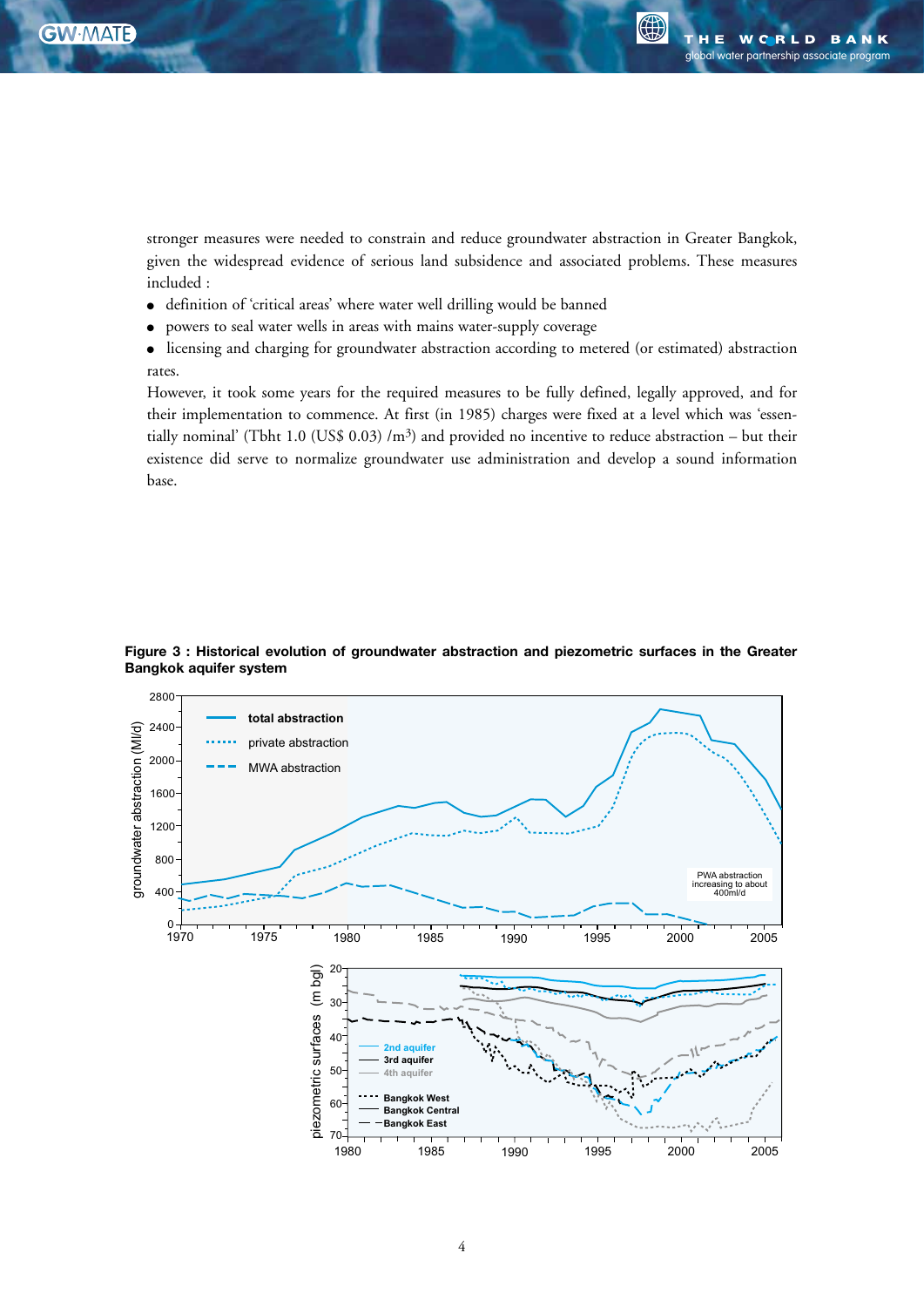stronger measures were needed to constrain and reduce groundwater abstraction in Greater Bangkok, given the widespread evidence of serious land subsidence and associated problems. These measures included :

- definition of 'critical areas' where water well drilling would be banned
- powers to seal water wells in areas with mains water-supply coverage
- licensing and charging for groundwater abstraction according to metered (or estimated) abstraction rates.

However, it took some years for the required measures to be fully defined, legally approved, and for their implementation to commence. At first (in 1985) charges were fixed at a level which was 'essentially nominal' (Tbht 1.0 (US$ 0.03) /m$^3$) and provided no incentive to reduce abstraction – but their existence did serve to normalize groundwater use administration and develop a sound information base.

**Figure 3 : Historical evolution of groundwater abstraction and piezometric surfaces in the Greater Bangkok aquifer system**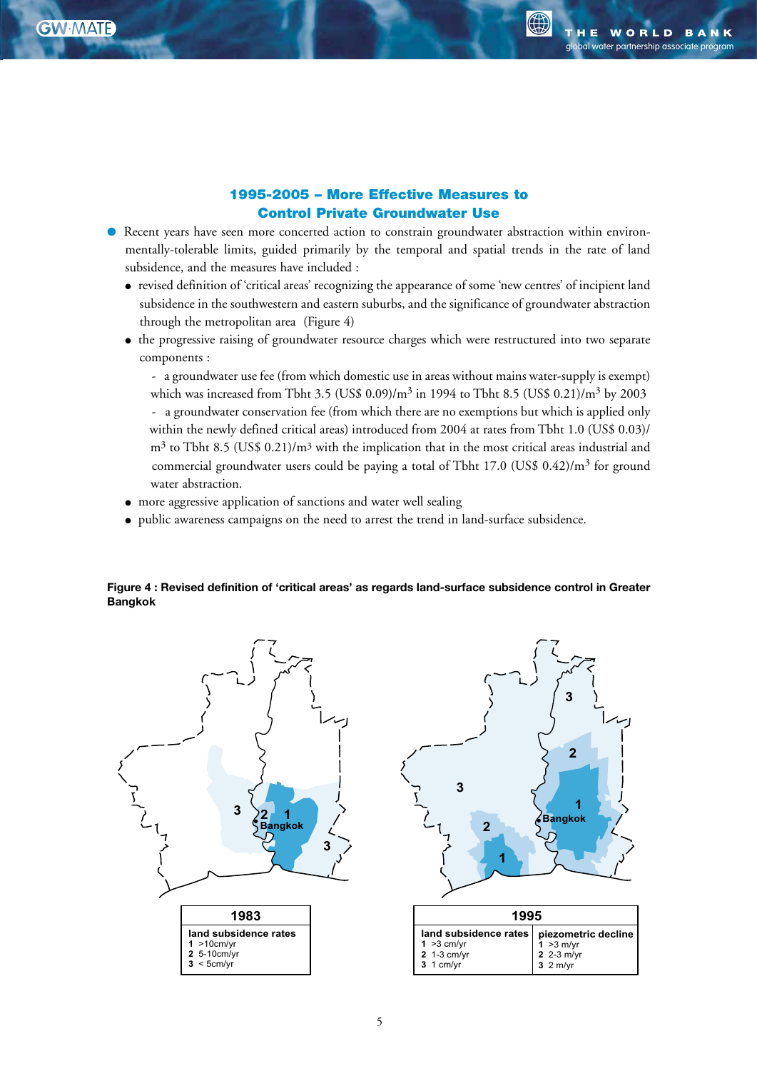## 1995-2005 – More Effective Measures to Control Private Groundwater Use

- Recent years have seen more concerted action to constrain groundwater abstraction within environmentally-tolerable limits, guided primarily by the temporal and spatial trends in the rate of land subsidence, and the measures have included :
  - revised definition of 'critical areas' recognizing the appearance of some 'new centres' of incipient land subsidence in the southwestern and eastern suburbs, and the significance of groundwater abstraction through the metropolitan area (Figure 4)
  - the progressive raising of groundwater resource charges which were restructured into two separate components :
    - a groundwater use fee (from which domestic use in areas without mains water-supply is exempt) which was increased from Tbht 3.5 (US$ 0.09)/m$^3$ in 1994 to Tbht 8.5 (US$ 0.21)/m$^3$ by 2003
    - a groundwater conservation fee (from which there are no exemptions but which is applied only within the newly defined critical areas) introduced from 2004 at rates from Tbht 1.0 (US$ 0.03)/m$^3$ to Tbht 8.5 (US$ 0.21)/m$^3$ with the implication that in the most critical areas industrial and commercial groundwater users could be paying a total of Tbht 17.0 (US$ 0.42)/m$^3$ for ground water abstraction.
  - more aggressive application of sanctions and water well sealing
  - public awareness campaigns on the need to arrest the trend in land-surface subsidence.

**Figure 4 : Revised definition of 'critical areas' as regards land-surface subsidence control in Greater Bangkok**

**1983**

| land subsidence rates |
|---|
| 1 >10cm/yr |
| 2 5-10cm/yr |
| 3 < 5cm/yr |

**1995**

| land subsidence rates | piezometric decline |
|---|---|
| 1 >3 cm/yr | 1 >3 m/yr |
| 2 1-3 cm/yr | 2 2-3 m/yr |
| 3 1 cm/yr | 3 2 m/yr |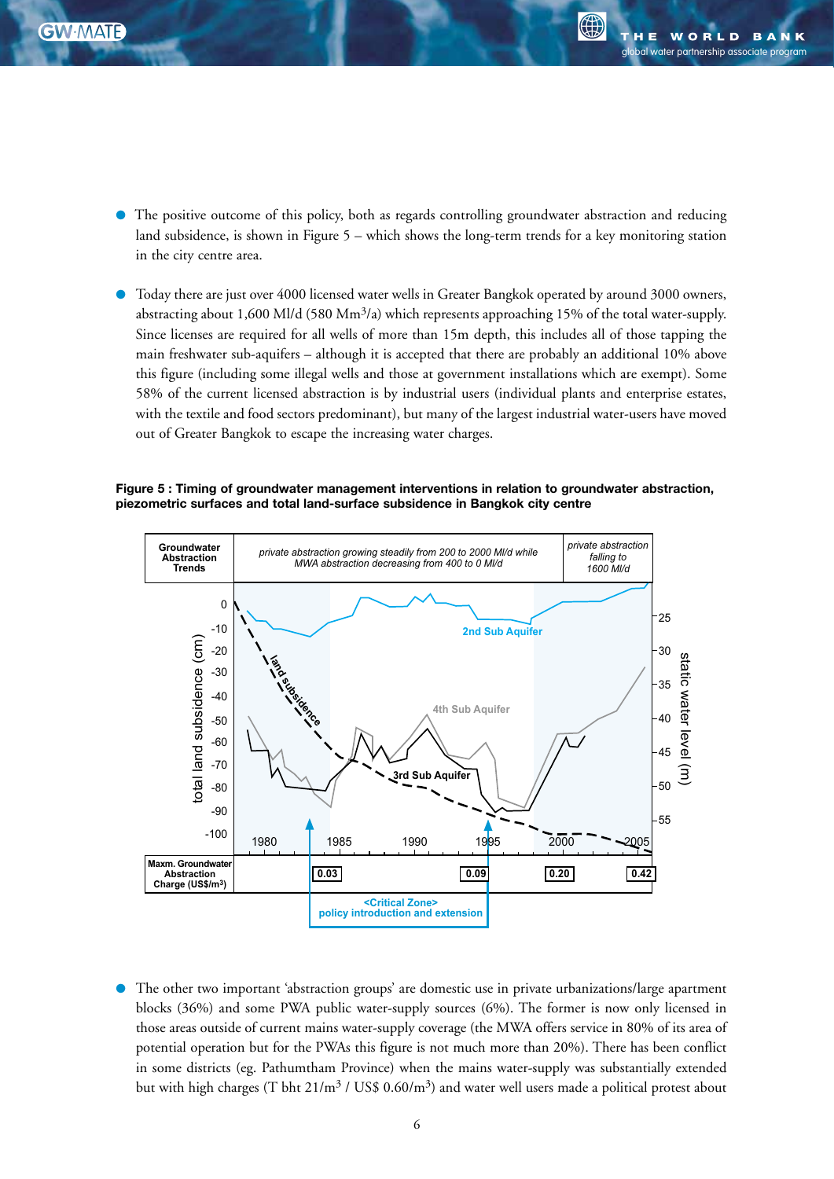- The positive outcome of this policy, both as regards controlling groundwater abstraction and reducing land subsidence, is shown in Figure 5 – which shows the long-term trends for a key monitoring station in the city centre area.

- Today there are just over 4000 licensed water wells in Greater Bangkok operated by around 3000 owners, abstracting about 1,600 Ml/d (580 $Mm^3/a$) which represents approaching 15% of the total water-supply. Since licenses are required for all wells of more than 15m depth, this includes all of those tapping the main freshwater sub-aquifers – although it is accepted that there are probably an additional 10% above this figure (including some illegal wells and those at government installations which are exempt). Some 58% of the current licensed abstraction is by industrial users (individual plants and enterprise estates, with the textile and food sectors predominant), but many of the largest industrial water-users have moved out of Greater Bangkok to escape the increasing water charges.

**Figure 5 : Timing of groundwater management interventions in relation to groundwater abstraction, piezometric surfaces and total land-surface subsidence in Bangkok city centre**

- The other two important 'abstraction groups' are domestic use in private urbanizations/large apartment blocks (36%) and some PWA public water-supply sources (6%). The former is now only licensed in those areas outside of current mains water-supply coverage (the MWA offers service in 80% of its area of potential operation but for the PWAs this figure is not much more than 20%). There has been conflict in some districts (eg. Pathumtham Province) when the mains water-supply was substantially extended but with high charges (T bht 21/$m^3$ / US$ 0.60/$m^3$) and water well users made a political protest about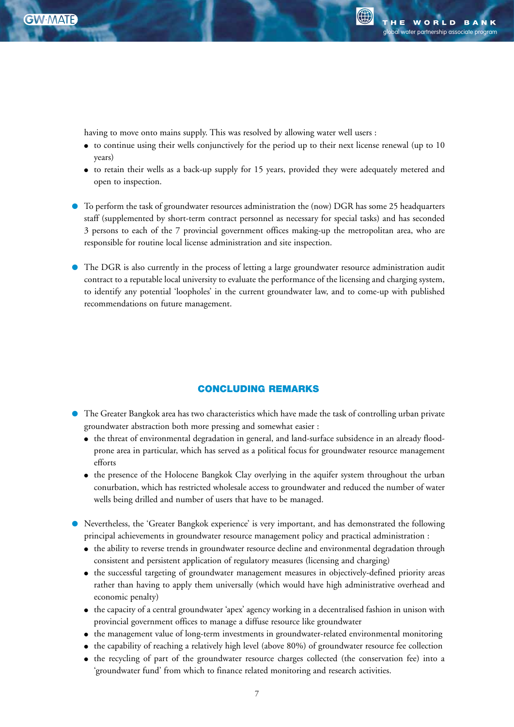having to move onto mains supply. This was resolved by allowing water well users :

- to continue using their wells conjunctively for the period up to their next license renewal (up to 10 years)
- to retain their wells as a back-up supply for 15 years, provided they were adequately metered and open to inspection.

- To perform the task of groundwater resources administration the (now) DGR has some 25 headquarters staff (supplemented by short-term contract personnel as necessary for special tasks) and has seconded 3 persons to each of the 7 provincial government offices making-up the metropolitan area, who are responsible for routine local license administration and site inspection.

- The DGR is also currently in the process of letting a large groundwater resource administration audit contract to a reputable local university to evaluate the performance of the licensing and charging system, to identify any potential 'loopholes' in the current groundwater law, and to come-up with published recommendations on future management.

## CONCLUDING REMARKS

- The Greater Bangkok area has two characteristics which have made the task of controlling urban private groundwater abstraction both more pressing and somewhat easier :
  - the threat of environmental degradation in general, and land-surface subsidence in an already flood-prone area in particular, which has served as a political focus for groundwater resource management efforts
  - the presence of the Holocene Bangkok Clay overlying in the aquifer system throughout the urban conurbation, which has restricted wholesale access to groundwater and reduced the number of water wells being drilled and number of users that have to be managed.

- Nevertheless, the 'Greater Bangkok experience' is very important, and has demonstrated the following principal achievements in groundwater resource management policy and practical administration :
  - the ability to reverse trends in groundwater resource decline and environmental degradation through consistent and persistent application of regulatory measures (licensing and charging)
  - the successful targeting of groundwater management measures in objectively-defined priority areas rather than having to apply them universally (which would have high administrative overhead and economic penalty)
  - the capacity of a central groundwater 'apex' agency working in a decentralised fashion in unison with provincial government offices to manage a diffuse resource like groundwater
  - the management value of long-term investments in groundwater-related environmental monitoring
  - the capability of reaching a relatively high level (above 80%) of groundwater resource fee collection
  - the recycling of part of the groundwater resource charges collected (the conservation fee) into a 'groundwater fund' from which to finance related monitoring and research activities.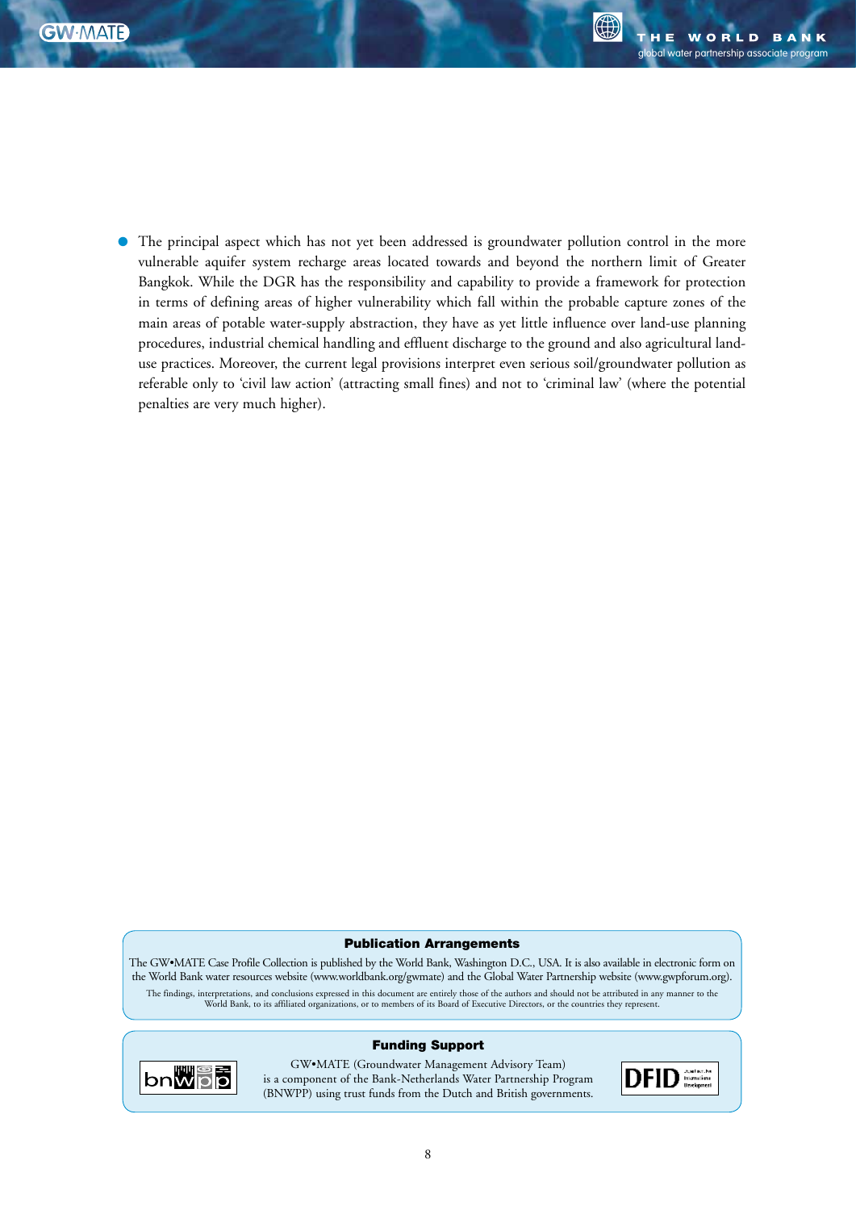- The principal aspect which has not yet been addressed is groundwater pollution control in the more vulnerable aquifer system recharge areas located towards and beyond the northern limit of Greater Bangkok. While the DGR has the responsibility and capability to provide a framework for protection in terms of defining areas of higher vulnerability which fall within the probable capture zones of the main areas of potable water-supply abstraction, they have as yet little influence over land-use planning procedures, industrial chemical handling and effluent discharge to the ground and also agricultural land-use practices. Moreover, the current legal provisions interpret even serious soil/groundwater pollution as referable only to 'civil law action' (attracting small fines) and not to 'criminal law' (where the potential penalties are very much higher).

**Publication Arrangements**

The GW•MATE Case Profile Collection is published by the World Bank, Washington D.C., USA. It is also available in electronic form on the World Bank water resources website (www.worldbank.org/gwmate) and the Global Water Partnership website (www.gwpforum.org).

The findings, interpretations, and conclusions expressed in this document are entirely those of the authors and should not be attributed in any manner to the World Bank, to its affiliated organizations, or to members of its Board of Executive Directors, or the countries they represent.

**Funding Support**

GW•MATE (Groundwater Management Advisory Team) is a component of the Bank-Netherlands Water Partnership Program (BNWPP) using trust funds from the Dutch and British governments.